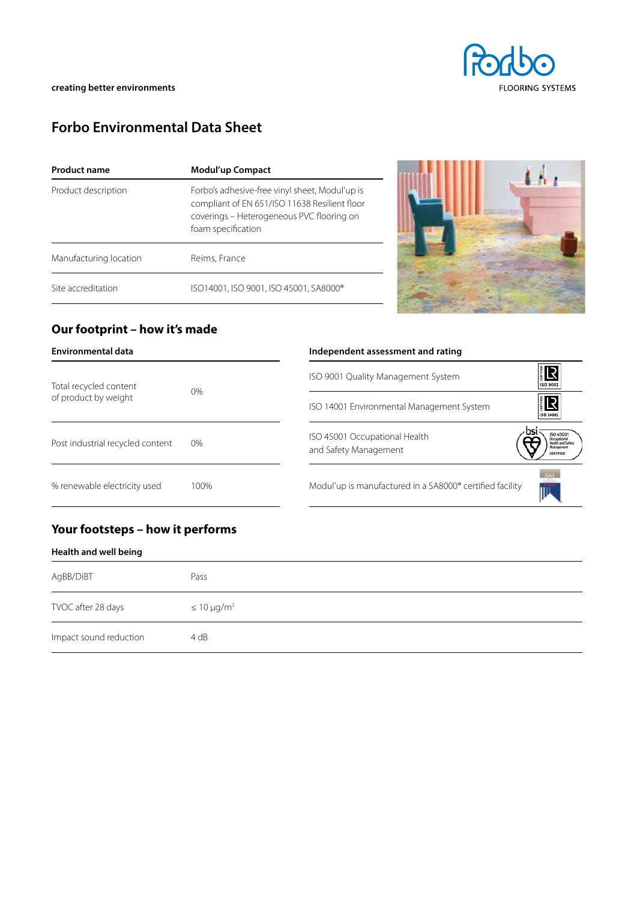creating better environments

# Forbo Environmental Data Sheet

| Product name | Modul'up Compact |
| --- | --- |
| Product description | Forbo's adhesive-free vinyl sheet, Modul'up is compliant of EN 651/ISO 11638 Resilient floor coverings – Heterogeneous PVC flooring on foam specification |
| Manufacturing location | Reims, France |
| Site accreditation | ISO14001, ISO 9001, ISO 45001, SA8000® |

## Our footprint – how it's made

| Environmental data | |
| --- | --- |
| Total recycled content of product by weight | 0% |
| Post industrial recycled content | 0% |
| % renewable electricity used | 100% |

| Independent assessment and rating |
| --- |
| ISO 9001 Quality Management System |
| ISO 14001 Environmental Management System |
| ISO 45001 Occupational Health and Safety Management |
| Modul'up is manufactured in a SA8000® certified facility |

## Your footsteps – how it performs

| Health and well being | |
| --- | --- |
| AgBB/DiBT | Pass |
| TVOC after 28 days | ≤ 10 µg/m$^2$ |
| Impact sound reduction | 4 dB |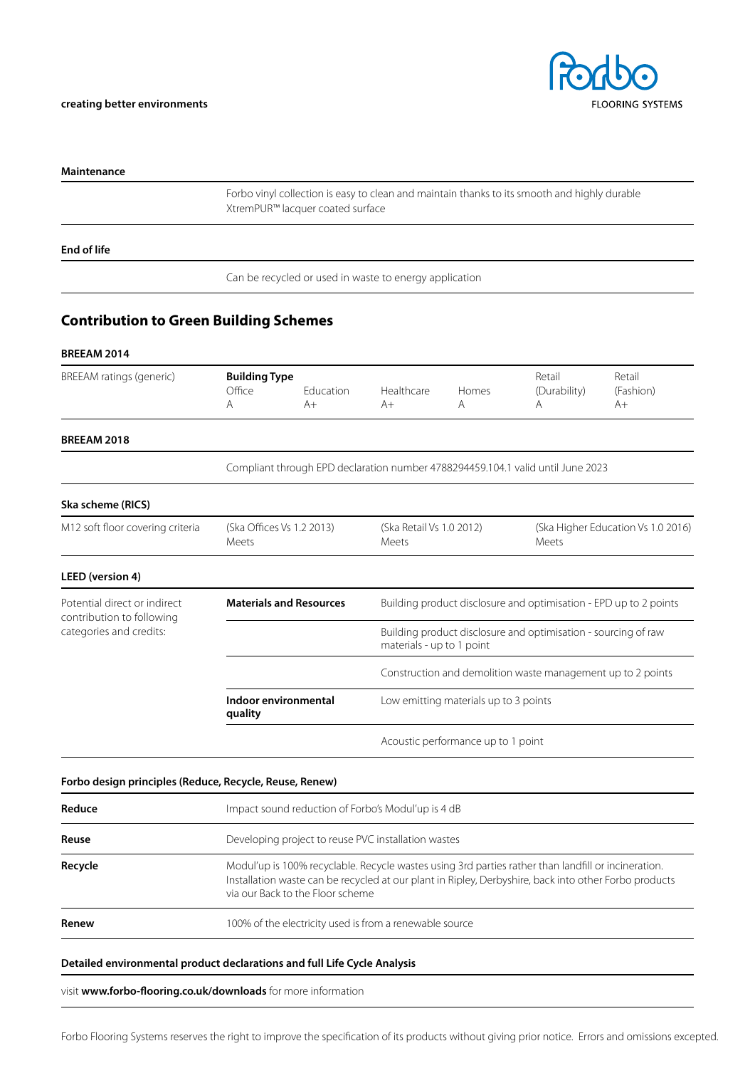creating better environments

**Maintenance**

| | |
|---|---|
| | Forbo vinyl collection is easy to clean and maintain thanks to its smooth and highly durable XtremPUR™ lacquer coated surface |

**End of life**

| | |
|---|---|
| | Can be recycled or used in waste to energy application |

## Contribution to Green Building Schemes

**BREEAM 2014**

| | | | | | | |
|---|---|---|---|---|---|---|
| BREEAM ratings (generic) | **Building Type** | | | | Retail | Retail |
| | Office | Education | Healthcare | Homes | (Durability) | (Fashion) |
| | A | A+ | A+ | A | A | A+ |

**BREEAM 2018**

| | |
|---|---|
| | Compliant through EPD declaration number 4788294459.104.1 valid until June 2023 |

**Ska scheme (RICS)**

| | | | |
|---|---|---|---|
| M12 soft floor covering criteria | (Ska Offices Vs 1.2 2013) Meets | (Ska Retail Vs 1.0 2012) Meets | (Ska Higher Education Vs 1.0 2016) Meets |

**LEED (version 4)**

| | | |
|---|---|---|
| Potential direct or indirect contribution to following categories and credits: | **Materials and Resources** | Building product disclosure and optimisation - EPD up to 2 points |
| | | Building product disclosure and optimisation - sourcing of raw materials - up to 1 point |
| | | Construction and demolition waste management up to 2 points |
| | **Indoor environmental quality** | Low emitting materials up to 3 points |
| | | Acoustic performance up to 1 point |

**Forbo design principles (Reduce, Recycle, Reuse, Renew)**

| | |
|---|---|
| **Reduce** | Impact sound reduction of Forbo's Modul'up is 4 dB |
| **Reuse** | Developing project to reuse PVC installation wastes |
| **Recycle** | Modul'up is 100% recyclable. Recycle wastes using 3rd parties rather than landfill or incineration. Installation waste can be recycled at our plant in Ripley, Derbyshire, back into other Forbo products via our Back to the Floor scheme |
| **Renew** | 100% of the electricity used is from a renewable source |

**Detailed environmental product declarations and full Life Cycle Analysis**

visit **www.forbo-flooring.co.uk/downloads** for more information

Forbo Flooring Systems reserves the right to improve the specification of its products without giving prior notice. Errors and omissions excepted.